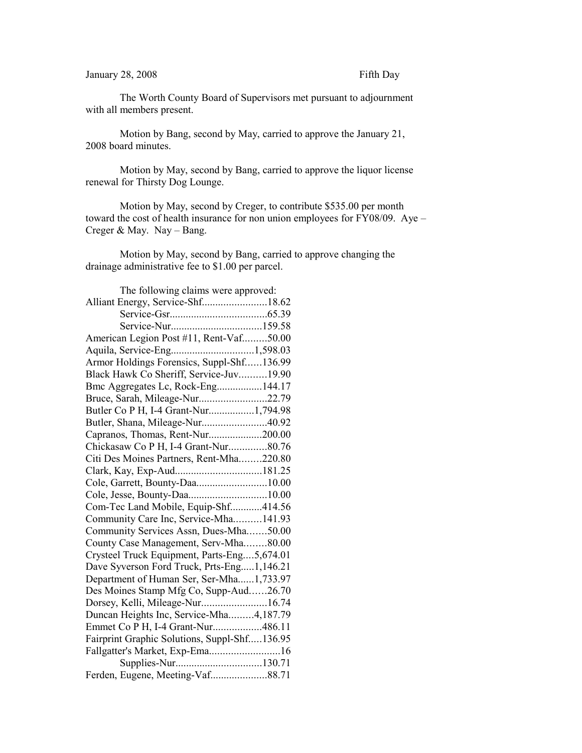January 28, 2008 Fifth Day

The Worth County Board of Supervisors met pursuant to adjournment with all members present.

Motion by Bang, second by May, carried to approve the January 21, 2008 board minutes.

Motion by May, second by Bang, carried to approve the liquor license renewal for Thirsty Dog Lounge.

Motion by May, second by Creger, to contribute $535.00 per month toward the cost of health insurance for non union employees for FY08/09. Aye – Creger & May. Nay – Bang.

Motion by May, second by Bang, carried to approve changing the drainage administrative fee to $1.00 per parcel.

The following claims were approved:

Alliant Energy, Service-Shf........................18.62
Service-Gsr....................................65.39
Service-Nur..................................159.58
American Legion Post #11, Rent-Vaf.........50.00
Aquila, Service-Eng...............................1,598.03
Armor Holdings Forensics, Suppl-Shf......136.99
Black Hawk Co Sheriff, Service-Juv..........19.90
Bmc Aggregates Lc, Rock-Eng.................144.17
Bruce, Sarah, Mileage-Nur.........................22.79
Butler Co P H, I-4 Grant-Nur.................1,794.98
Butler, Shana, Mileage-Nur........................40.92
Capranos, Thomas, Rent-Nur....................200.00
Chickasaw Co P H, I-4 Grant-Nur..............80.76
Citi Des Moines Partners, Rent-Mha........220.80
Clark, Kay, Exp-Aud................................181.25
Cole, Garrett, Bounty-Daa..........................10.00
Cole, Jesse, Bounty-Daa.............................10.00
Com-Tec Land Mobile, Equip-Shf............414.56
Community Care Inc, Service-Mha..........141.93
Community Services Assn, Dues-Mha.......50.00
County Case Management, Serv-Mha........80.00
Crysteel Truck Equipment, Parts-Eng....5,674.01
Dave Syverson Ford Truck, Prts-Eng.....1,146.21
Department of Human Ser, Ser-Mha......1,733.97
Des Moines Stamp Mfg Co, Supp-Aud......26.70
Dorsey, Kelli, Mileage-Nur........................16.74
Duncan Heights Inc, Service-Mha.........4,187.79
Emmet Co P H, I-4 Grant-Nur..................486.11
Fairprint Graphic Solutions, Suppl-Shf.....136.95
Fallgatter's Market, Exp-Ema..........................16
Supplies-Nur................................130.71
Ferden, Eugene, Meeting-Vaf.....................88.71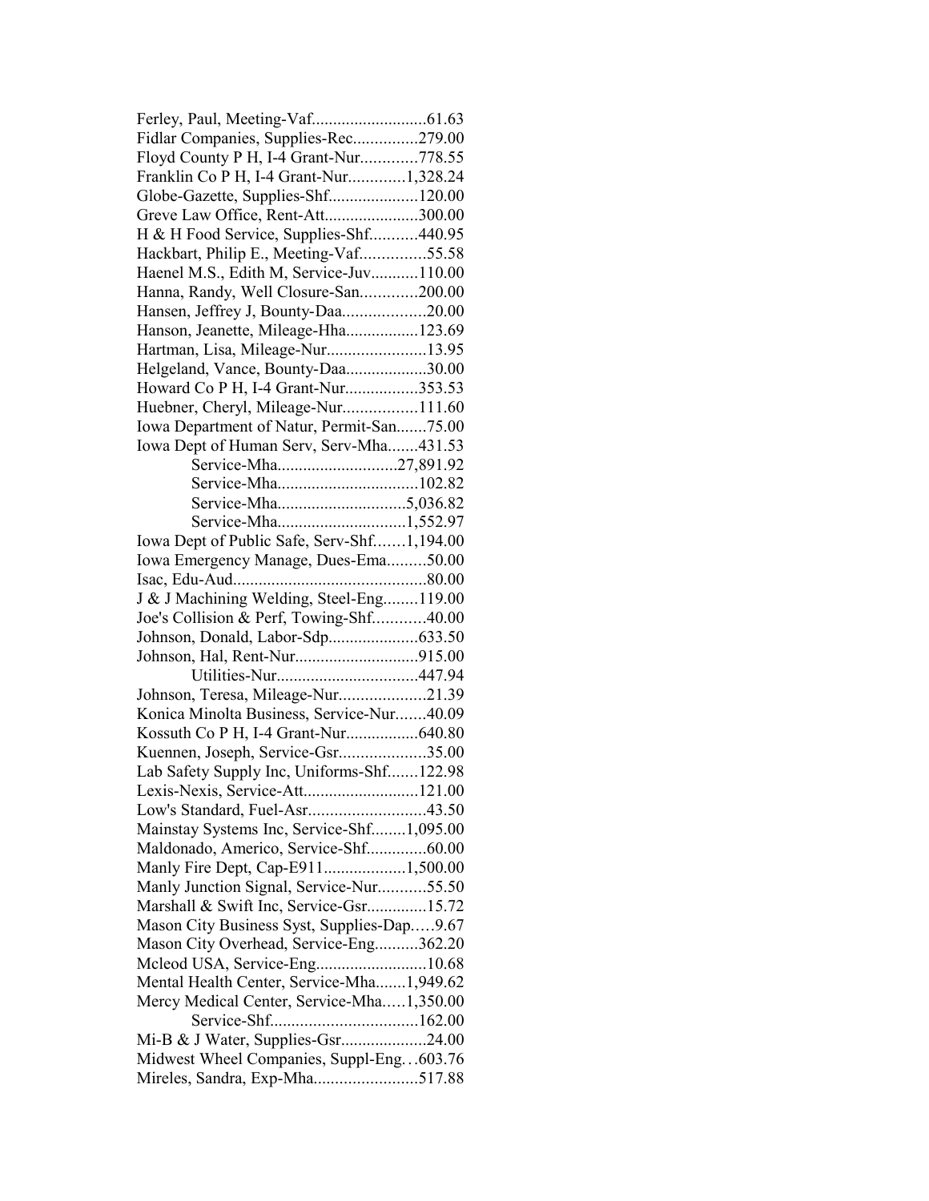Ferley, Paul, Meeting-Vaf..........................61.63
Fidlar Companies, Supplies-Rec...............279.00
Floyd County P H, I-4 Grant-Nur.............778.55
Franklin Co P H, I-4 Grant-Nur.............1,328.24
Globe-Gazette, Supplies-Shf.....................120.00
Greve Law Office, Rent-Att......................300.00
H & H Food Service, Supplies-Shf...........440.95
Hackbart, Philip E., Meeting-Vaf...............55.58
Haenel M.S., Edith M, Service-Juv...........110.00
Hanna, Randy, Well Closure-San.............200.00
Hansen, Jeffrey J, Bounty-Daa...................20.00
Hanson, Jeanette, Mileage-Hha.................123.69
Hartman, Lisa, Mileage-Nur.......................13.95
Helgeland, Vance, Bounty-Daa...................30.00
Howard Co P H, I-4 Grant-Nur.................353.53
Huebner, Cheryl, Mileage-Nur.................111.60
Iowa Department of Natur, Permit-San.......75.00
Iowa Dept of Human Serv, Serv-Mha.......431.53
Service-Mha...........................27,891.92
Service-Mha................................102.82
Service-Mha.............................5,036.82
Service-Mha.............................1,552.97
Iowa Dept of Public Safe, Serv-Shf.......1,194.00
Iowa Emergency Manage, Dues-Ema.........50.00
Isac, Edu-Aud............................................80.00
J & J Machining Welding, Steel-Eng........119.00
Joe's Collision & Perf, Towing-Shf............40.00
Johnson, Donald, Labor-Sdp.....................633.50
Johnson, Hal, Rent-Nur............................915.00
Utilities-Nur................................447.94
Johnson, Teresa, Mileage-Nur....................21.39
Konica Minolta Business, Service-Nur.......40.09
Kossuth Co P H, I-4 Grant-Nur.................640.80
Kuennen, Joseph, Service-Gsr....................35.00
Lab Safety Supply Inc, Uniforms-Shf.......122.98
Lexis-Nexis, Service-Att..........................121.00
Low's Standard, Fuel-Asr...........................43.50
Mainstay Systems Inc, Service-Shf........1,095.00
Maldonado, Americo, Service-Shf..............60.00
Manly Fire Dept, Cap-E911...................1,500.00
Manly Junction Signal, Service-Nur...........55.50
Marshall & Swift Inc, Service-Gsr..............15.72
Mason City Business Syst, Supplies-Dap.....9.67
Mason City Overhead, Service-Eng..........362.20
Mcleod USA, Service-Eng..........................10.68
Mental Health Center, Service-Mha.......1,949.62
Mercy Medical Center, Service-Mha.....1,350.00
Service-Shf.................................162.00
Mi-B & J Water, Supplies-Gsr....................24.00
Midwest Wheel Companies, Suppl-Eng...603.76
Mireles, Sandra, Exp-Mha........................517.88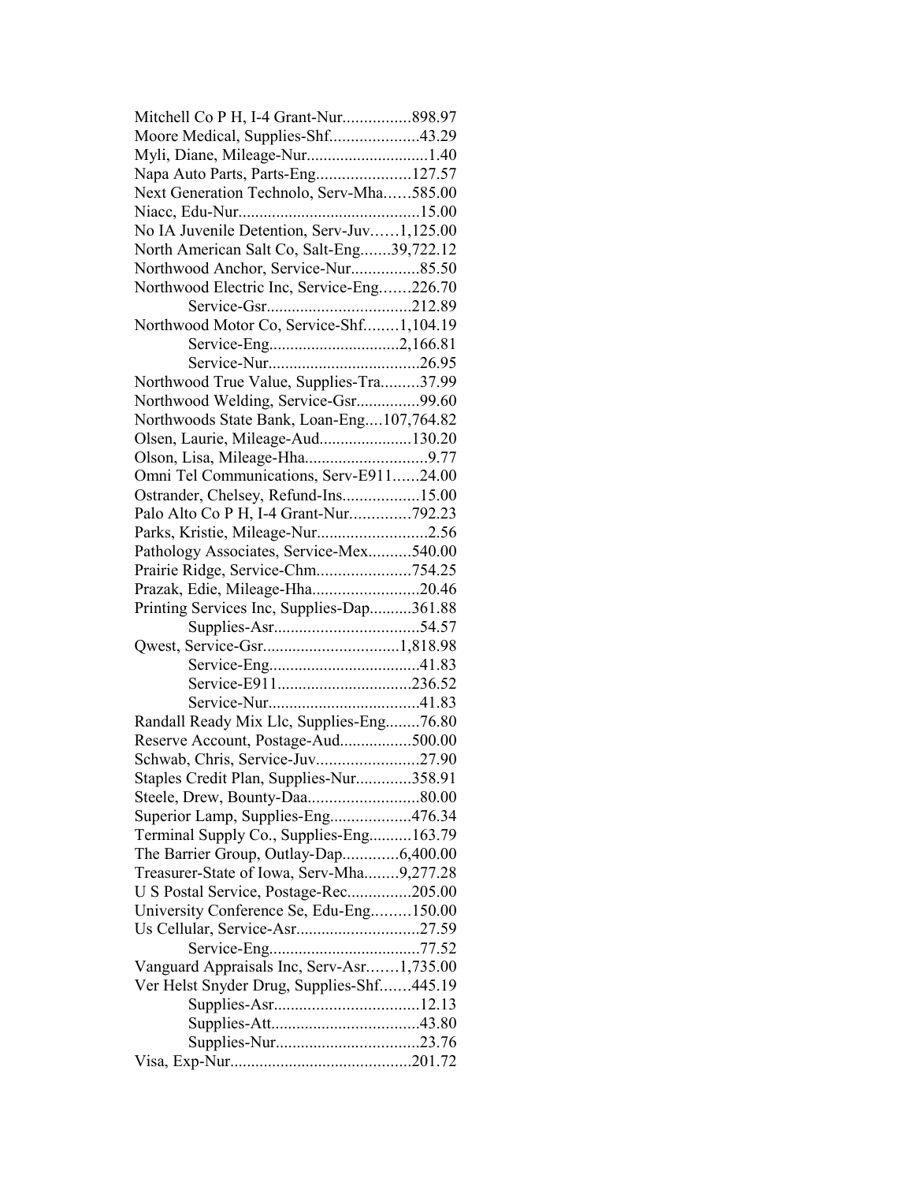Mitchell Co P H, I-4 Grant-Nur................898.97
Moore Medical, Supplies-Shf.....................43.29
Myli, Diane, Mileage-Nur............................1.40
Napa Auto Parts, Parts-Eng......................127.57
Next Generation Technolo, Serv-Mha......585.00
Niacc, Edu-Nur..........................................15.00
No IA Juvenile Detention, Serv-Juv......1,125.00
North American Salt Co, Salt-Eng.......39,722.12
Northwood Anchor, Service-Nur................85.50
Northwood Electric Inc, Service-Eng.......226.70
Service-Gsr..................................212.89
Northwood Motor Co, Service-Shf........1,104.19
Service-Eng..............................2,166.81
Service-Nur....................................26.95
Northwood True Value, Supplies-Tra.........37.99
Northwood Welding, Service-Gsr...............99.60
Northwoods State Bank, Loan-Eng....107,764.82
Olsen, Laurie, Mileage-Aud......................130.20
Olson, Lisa, Mileage-Hha............................9.77
Omni Tel Communications, Serv-E911......24.00
Ostrander, Chelsey, Refund-Ins..................15.00
Palo Alto Co P H, I-4 Grant-Nur..............792.23
Parks, Kristie, Mileage-Nur..........................2.56
Pathology Associates, Service-Mex..........540.00
Prairie Ridge, Service-Chm......................754.25
Prazak, Edie, Mileage-Hha.........................20.46
Printing Services Inc, Supplies-Dap..........361.88
Supplies-Asr..................................54.57
Qwest, Service-Gsr................................1,818.98
Service-Eng....................................41.83
Service-E911................................236.52
Service-Nur....................................41.83
Randall Ready Mix Llc, Supplies-Eng........76.80
Reserve Account, Postage-Aud.................500.00
Schwab, Chris, Service-Juv........................27.90
Staples Credit Plan, Supplies-Nur.............358.91
Steele, Drew, Bounty-Daa..........................80.00
Superior Lamp, Supplies-Eng...................476.34
Terminal Supply Co., Supplies-Eng..........163.79
The Barrier Group, Outlay-Dap.............6,400.00
Treasurer-State of Iowa, Serv-Mha........9,277.28
U S Postal Service, Postage-Rec...............205.00
University Conference Se, Edu-Eng.........150.00
Us Cellular, Service-Asr.............................27.59
Service-Eng....................................77.52
Vanguard Appraisals Inc, Serv-Asr.......1,735.00
Ver Helst Snyder Drug, Supplies-Shf.......445.19
Supplies-Asr..................................12.13
Supplies-Att..................................43.80
Supplies-Nur..................................23.76
Visa, Exp-Nur..........................................201.72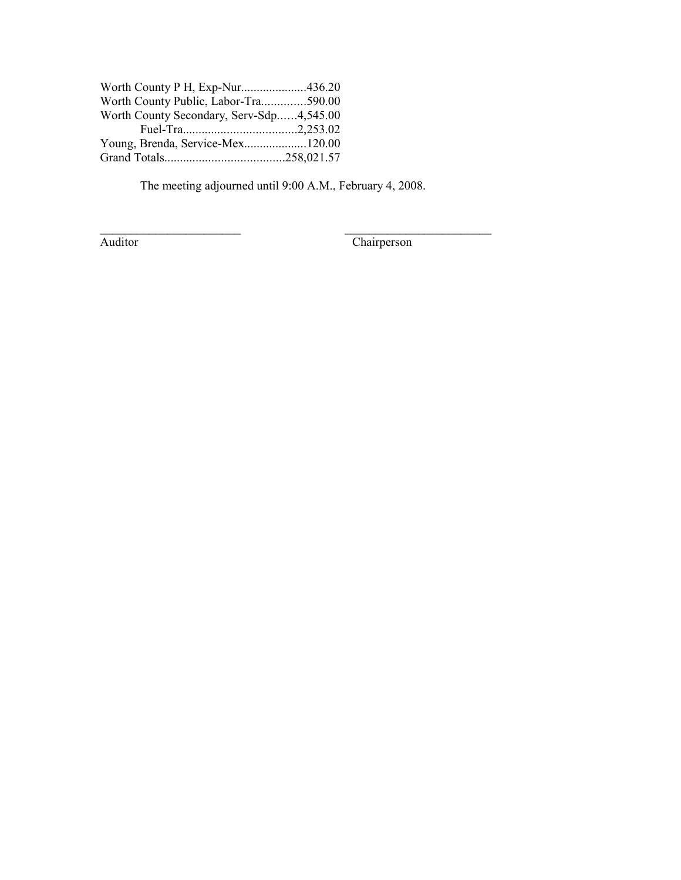Worth County P H, Exp-Nur.....................436.20
Worth County Public, Labor-Tra..............590.00
Worth County Secondary, Serv-Sdp......4,545.00
 Fuel-Tra....................................2,253.02
Young, Brenda, Service-Mex....................120.00
Grand Totals......................................258,021.57

The meeting adjourned until 9:00 A.M., February 4, 2008.

________________________ ________________________
Auditor Chairperson